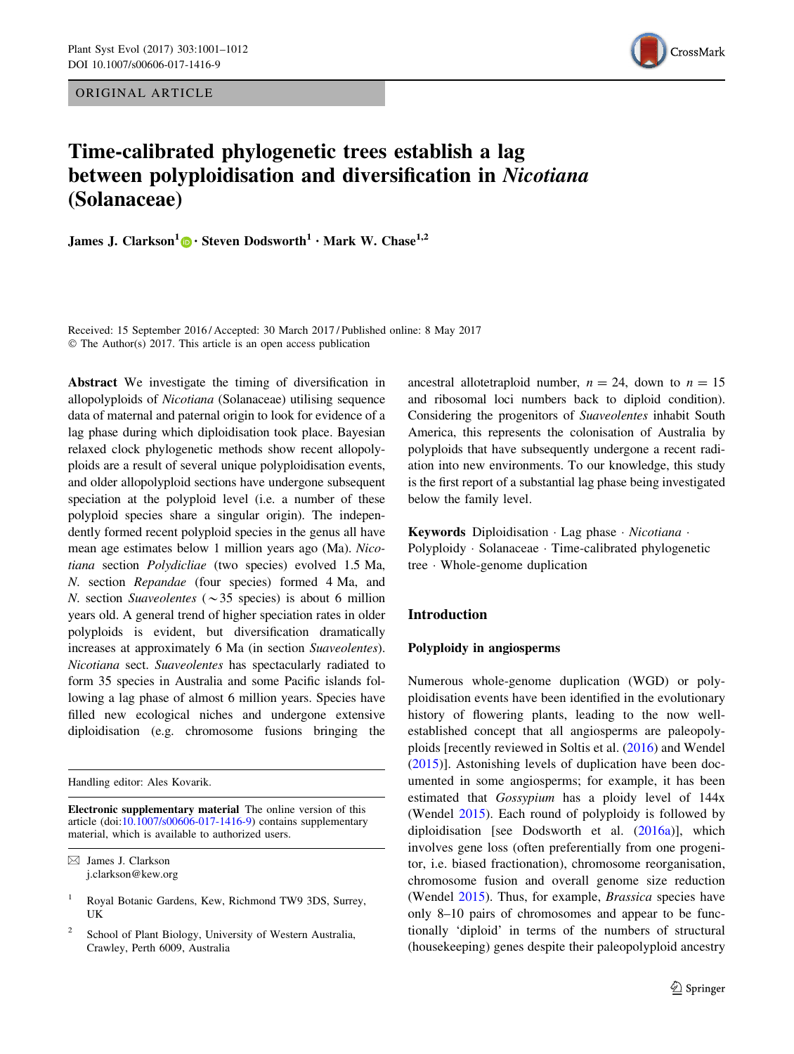ORIGINAL ARTICLE

# Time-calibrated phylogenetic trees establish a lag between polyploidisation and diversification in *Nicotiana* (Solanaceae)

**James J. Clarkson[1] · Steven Dodsworth[1] · Mark W. Chase[1,2]**

Received: 15 September 2016 / Accepted: 30 March 2017 / Published online: 8 May 2017
© The Author(s) 2017. This article is an open access publication

**Abstract** We investigate the timing of diversification in allopolyploids of *Nicotiana* (Solanaceae) utilising sequence data of maternal and paternal origin to look for evidence of a lag phase during which diploidisation took place. Bayesian relaxed clock phylogenetic methods show recent allopolyploids are a result of several unique polyploidisation events, and older allopolyploid sections have undergone subsequent speciation at the polyploid level (i.e. a number of these polyploid species share a singular origin). The independently formed recent polyploid species in the genus all have mean age estimates below 1 million years ago (Ma). *Nicotiana* section *Polydicliae* (two species) evolved 1.5 Ma, *N.* section *Repandae* (four species) formed 4 Ma, and *N.* section *Suaveolentes* (~35 species) is about 6 million years old. A general trend of higher speciation rates in older polyploids is evident, but diversification dramatically increases at approximately 6 Ma (in section *Suaveolentes*). *Nicotiana* sect. *Suaveolentes* has spectacularly radiated to form 35 species in Australia and some Pacific islands following a lag phase of almost 6 million years. Species have filled new ecological niches and undergone extensive diploidisation (e.g. chromosome fusions bringing the ancestral allotetraploid number, $n = 24$, down to $n = 15$ and ribosomal loci numbers back to diploid condition). Considering the progenitors of *Suaveolentes* inhabit South America, this represents the colonisation of Australia by polyploids that have subsequently undergone a recent radiation into new environments. To our knowledge, this study is the first report of a substantial lag phase being investigated below the family level.

**Keywords** Diploidisation · Lag phase · *Nicotiana* · Polyploidy · Solanaceae · Time-calibrated phylogenetic tree · Whole-genome duplication

Handling editor: Ales Kovarik.

**Electronic supplementary material** The online version of this article (doi:10.1007/s00606-017-1416-9) contains supplementary material, which is available to authorized users.

✉ James J. Clarkson
j.clarkson@kew.org

[1] Royal Botanic Gardens, Kew, Richmond TW9 3DS, Surrey, UK

[2] School of Plant Biology, University of Western Australia, Crawley, Perth 6009, Australia

## Introduction

### Polyploidy in angiosperms

Numerous whole-genome duplication (WGD) or polyploidisation events have been identified in the evolutionary history of flowering plants, leading to the now well-established concept that all angiosperms are paleopolyploids [recently reviewed in Soltis et al. (2016) and Wendel (2015)]. Astonishing levels of duplication have been documented in some angiosperms; for example, it has been estimated that *Gossypium* has a ploidy level of 144x (Wendel 2015). Each round of polyploidy is followed by diploidisation [see Dodsworth et al. (2016a)], which involves gene loss (often preferentially from one progenitor, i.e. biased fractionation), chromosome reorganisation, chromosome fusion and overall genome size reduction (Wendel 2015). Thus, for example, *Brassica* species have only 8–10 pairs of chromosomes and appear to be functionally 'diploid' in terms of the numbers of structural (housekeeping) genes despite their paleopolyploid ancestry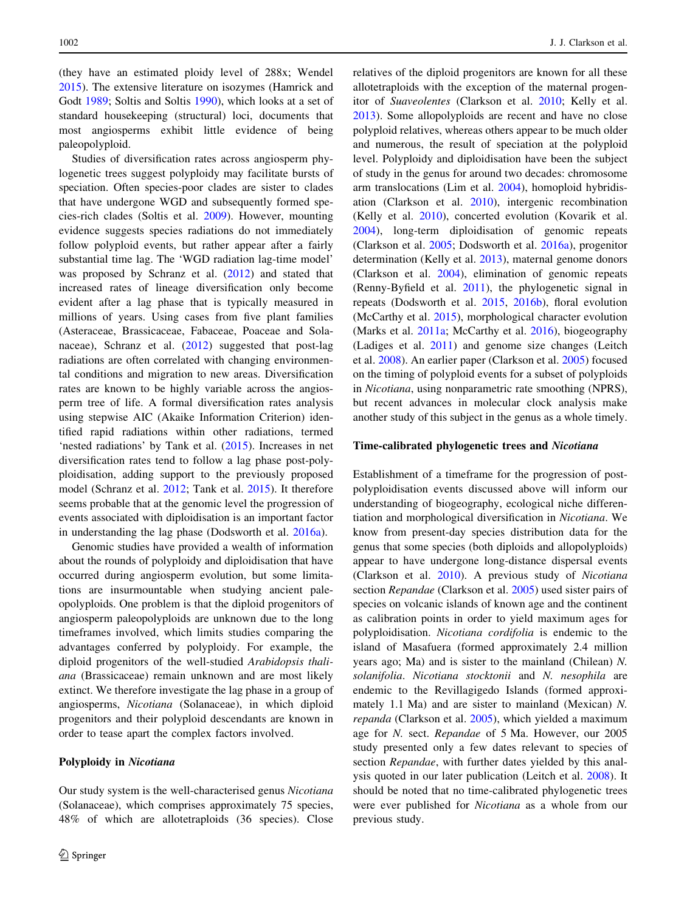(they have an estimated ploidy level of 288x; Wendel 2015). The extensive literature on isozymes (Hamrick and Godt 1989; Soltis and Soltis 1990), which looks at a set of standard housekeeping (structural) loci, documents that most angiosperms exhibit little evidence of being paleopolyploid.

Studies of diversification rates across angiosperm phylogenetic trees suggest polyploidy may facilitate bursts of speciation. Often species-poor clades are sister to clades that have undergone WGD and subsequently formed species-rich clades (Soltis et al. 2009). However, mounting evidence suggests species radiations do not immediately follow polyploid events, but rather appear after a fairly substantial time lag. The 'WGD radiation lag-time model' was proposed by Schranz et al. (2012) and stated that increased rates of lineage diversification only become evident after a lag phase that is typically measured in millions of years. Using cases from five plant families (Asteraceae, Brassicaceae, Fabaceae, Poaceae and Solanaceae), Schranz et al. (2012) suggested that post-lag radiations are often correlated with changing environmental conditions and migration to new areas. Diversification rates are known to be highly variable across the angiosperm tree of life. A formal diversification rates analysis using stepwise AIC (Akaike Information Criterion) identified rapid radiations within other radiations, termed 'nested radiations' by Tank et al. (2015). Increases in net diversification rates tend to follow a lag phase post-polyploidisation, adding support to the previously proposed model (Schranz et al. 2012; Tank et al. 2015). It therefore seems probable that at the genomic level the progression of events associated with diploidisation is an important factor in understanding the lag phase (Dodsworth et al. 2016a).

Genomic studies have provided a wealth of information about the rounds of polyploidy and diploidisation that have occurred during angiosperm evolution, but some limitations are insurmountable when studying ancient paleopolyploids. One problem is that the diploid progenitors of angiosperm paleopolyploids are unknown due to the long timeframes involved, which limits studies comparing the advantages conferred by polyploidy. For example, the diploid progenitors of the well-studied *Arabidopsis thaliana* (Brassicaceae) remain unknown and are most likely extinct. We therefore investigate the lag phase in a group of angiosperms, *Nicotiana* (Solanaceae), in which diploid progenitors and their polyploid descendants are known in order to tease apart the complex factors involved.

## Polyploidy in *Nicotiana*

Our study system is the well-characterised genus *Nicotiana* (Solanaceae), which comprises approximately 75 species, 48% of which are allotetraploids (36 species). Close relatives of the diploid progenitors are known for all these allotetraploids with the exception of the maternal progenitor of *Suaveolentes* (Clarkson et al. 2010; Kelly et al. 2013). Some allopolyploids are recent and have no close polyploid relatives, whereas others appear to be much older and numerous, the result of speciation at the polyploid level. Polyploidy and diploidisation have been the subject of study in the genus for around two decades: chromosome arm translocations (Lim et al. 2004), homoploid hybridisation (Clarkson et al. 2010), intergenic recombination (Kelly et al. 2010), concerted evolution (Kovarik et al. 2004), long-term diploidisation of genomic repeats (Clarkson et al. 2005; Dodsworth et al. 2016a), progenitor determination (Kelly et al. 2013), maternal genome donors (Clarkson et al. 2004), elimination of genomic repeats (Renny-Byfield et al. 2011), the phylogenetic signal in repeats (Dodsworth et al. 2015, 2016b), floral evolution (McCarthy et al. 2015), morphological character evolution (Marks et al. 2011a; McCarthy et al. 2016), biogeography (Ladiges et al. 2011) and genome size changes (Leitch et al. 2008). An earlier paper (Clarkson et al. 2005) focused on the timing of polyploid events for a subset of polyploids in *Nicotiana*, using nonparametric rate smoothing (NPRS), but recent advances in molecular clock analysis make another study of this subject in the genus as a whole timely.

## Time-calibrated phylogenetic trees and *Nicotiana*

Establishment of a timeframe for the progression of post-polyploidisation events discussed above will inform our understanding of biogeography, ecological niche differentiation and morphological diversification in *Nicotiana*. We know from present-day species distribution data for the genus that some species (both diploids and allopolyploids) appear to have undergone long-distance dispersal events (Clarkson et al. 2010). A previous study of *Nicotiana* section *Repandae* (Clarkson et al. 2005) used sister pairs of species on volcanic islands of known age and the continent as calibration points in order to yield maximum ages for polyploidisation. *Nicotiana cordifolia* is endemic to the island of Masafuera (formed approximately 2.4 million years ago; Ma) and is sister to the mainland (Chilean) *N. solanifolia*. *Nicotiana stocktonii* and *N. nesophila* are endemic to the Revillagigedo Islands (formed approximately 1.1 Ma) and are sister to mainland (Mexican) *N. repanda* (Clarkson et al. 2005), which yielded a maximum age for *N.* sect. *Repandae* of 5 Ma. However, our 2005 study presented only a few dates relevant to species of section *Repandae*, with further dates yielded by this analysis quoted in our later publication (Leitch et al. 2008). It should be noted that no time-calibrated phylogenetic trees were ever published for *Nicotiana* as a whole from our previous study.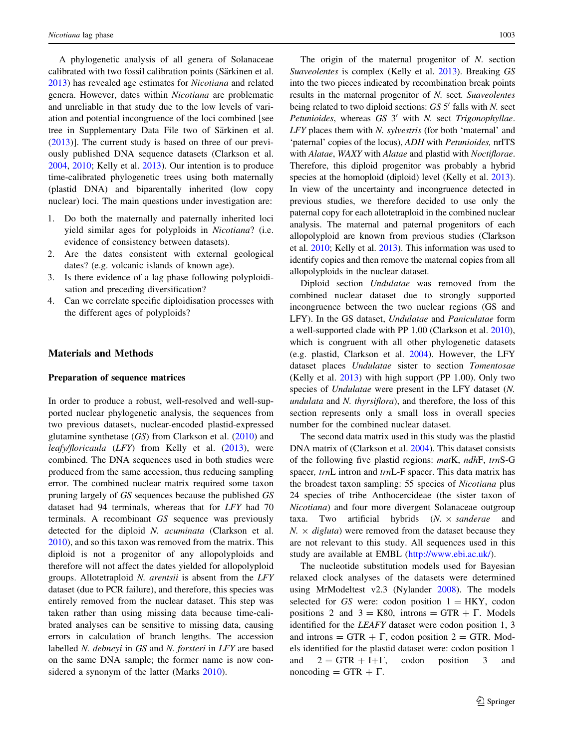A phylogenetic analysis of all genera of Solanaceae calibrated with two fossil calibration points (Särkinen et al. 2013) has revealed age estimates for *Nicotiana* and related genera. However, dates within *Nicotiana* are problematic and unreliable in that study due to the low levels of variation and potential incongruence of the loci combined [see tree in Supplementary Data File two of Särkinen et al. (2013)]. The current study is based on three of our previously published DNA sequence datasets (Clarkson et al. 2004, 2010; Kelly et al. 2013). Our intention is to produce time-calibrated phylogenetic trees using both maternally (plastid DNA) and biparentally inherited (low copy nuclear) loci. The main questions under investigation are:

1. Do both the maternally and paternally inherited loci yield similar ages for polyploids in *Nicotiana*? (i.e. evidence of consistency between datasets).
2. Are the dates consistent with external geological dates? (e.g. volcanic islands of known age).
3. Is there evidence of a lag phase following polyploidisation and preceding diversification?
4. Can we correlate specific diploidisation processes with the different ages of polyploids?

## Materials and Methods

### Preparation of sequence matrices

In order to produce a robust, well-resolved and well-supported nuclear phylogenetic analysis, the sequences from two previous datasets, nuclear-encoded plastid-expressed glutamine synthetase (*GS*) from Clarkson et al. (2010) and *leafy/floricaula* (*LFY*) from Kelly et al. (2013), were combined. The DNA sequences used in both studies were produced from the same accession, thus reducing sampling error. The combined nuclear matrix required some taxon pruning largely of *GS* sequences because the published *GS* dataset had 94 terminals, whereas that for *LFY* had 70 terminals. A recombinant *GS* sequence was previously detected for the diploid *N. acuminata* (Clarkson et al. 2010), and so this taxon was removed from the matrix. This diploid is not a progenitor of any allopolyploids and therefore will not affect the dates yielded for allopolyploid groups. Allotetraploid *N. arentsii* is absent from the *LFY* dataset (due to PCR failure), and therefore, this species was entirely removed from the nuclear dataset. This step was taken rather than using missing data because time-calibrated analyses can be sensitive to missing data, causing errors in calculation of branch lengths. The accession labelled *N. debneyi* in *GS* and *N. forsteri* in *LFY* are based on the same DNA sample; the former name is now considered a synonym of the latter (Marks 2010).

The origin of the maternal progenitor of *N.* section *Suaveolentes* is complex (Kelly et al. 2013). Breaking *GS* into the two pieces indicated by recombination break points results in the maternal progenitor of *N.* sect. *Suaveolentes* being related to two diploid sections: *GS* 5′ falls with *N.* sect *Petunioides*, whereas *GS* 3′ with *N.* sect *Trigonophyllae*. *LFY* places them with *N. sylvestris* (for both 'maternal' and 'paternal' copies of the locus), *ADH* with *Petunioides,* nrITS with *Alatae*, *WAXY* with *Alatae* and plastid with *Noctiflorae*. Therefore, this diploid progenitor was probably a hybrid species at the homoploid (diploid) level (Kelly et al. 2013). In view of the uncertainty and incongruence detected in previous studies, we therefore decided to use only the paternal copy for each allotetraploid in the combined nuclear analysis. The maternal and paternal progenitors of each allopolyploid are known from previous studies (Clarkson et al. 2010; Kelly et al. 2013). This information was used to identify copies and then remove the maternal copies from all allopolyploids in the nuclear dataset.

Diploid section *Undulatae* was removed from the combined nuclear dataset due to strongly supported incongruence between the two nuclear regions (GS and LFY). In the GS dataset, *Undulatae* and *Paniculatae* form a well-supported clade with PP 1.00 (Clarkson et al. 2010), which is congruent with all other phylogenetic datasets (e.g. plastid, Clarkson et al. 2004). However, the LFY dataset places *Undulatae* sister to section *Tomentosae* (Kelly et al. 2013) with high support (PP 1.00). Only two species of *Undulatae* were present in the LFY dataset (*N. undulata* and *N. thyrsiflora*), and therefore, the loss of this section represents only a small loss in overall species number for the combined nuclear dataset.

The second data matrix used in this study was the plastid DNA matrix of (Clarkson et al. 2004). This dataset consists of the following five plastid regions: *mat*K, *ndh*F, *trn*S-G spacer, *trn*L intron and *trn*L-F spacer. This data matrix has the broadest taxon sampling: 55 species of *Nicotiana* plus 24 species of tribe Anthocercideae (the sister taxon of *Nicotiana*) and four more divergent Solanaceae outgroup taxa. Two artificial hybrids (*N.* × *sanderae* and *N.* × *digluta*) were removed from the dataset because they are not relevant to this study. All sequences used in this study are available at EMBL (http://www.ebi.ac.uk/).

The nucleotide substitution models used for Bayesian relaxed clock analyses of the datasets were determined using MrModeltest v2.3 (Nylander 2008). The models selected for *GS* were: codon position 1 = HKY, codon positions 2 and 3 = K80, introns = GTR + Γ. Models identified for the *LEAFY* dataset were codon position 1, 3 and introns = GTR + Γ, codon position 2 = GTR. Models identified for the plastid dataset were: codon position 1 and 2 = GTR + I+Γ, codon position 3 and noncoding = GTR + Γ.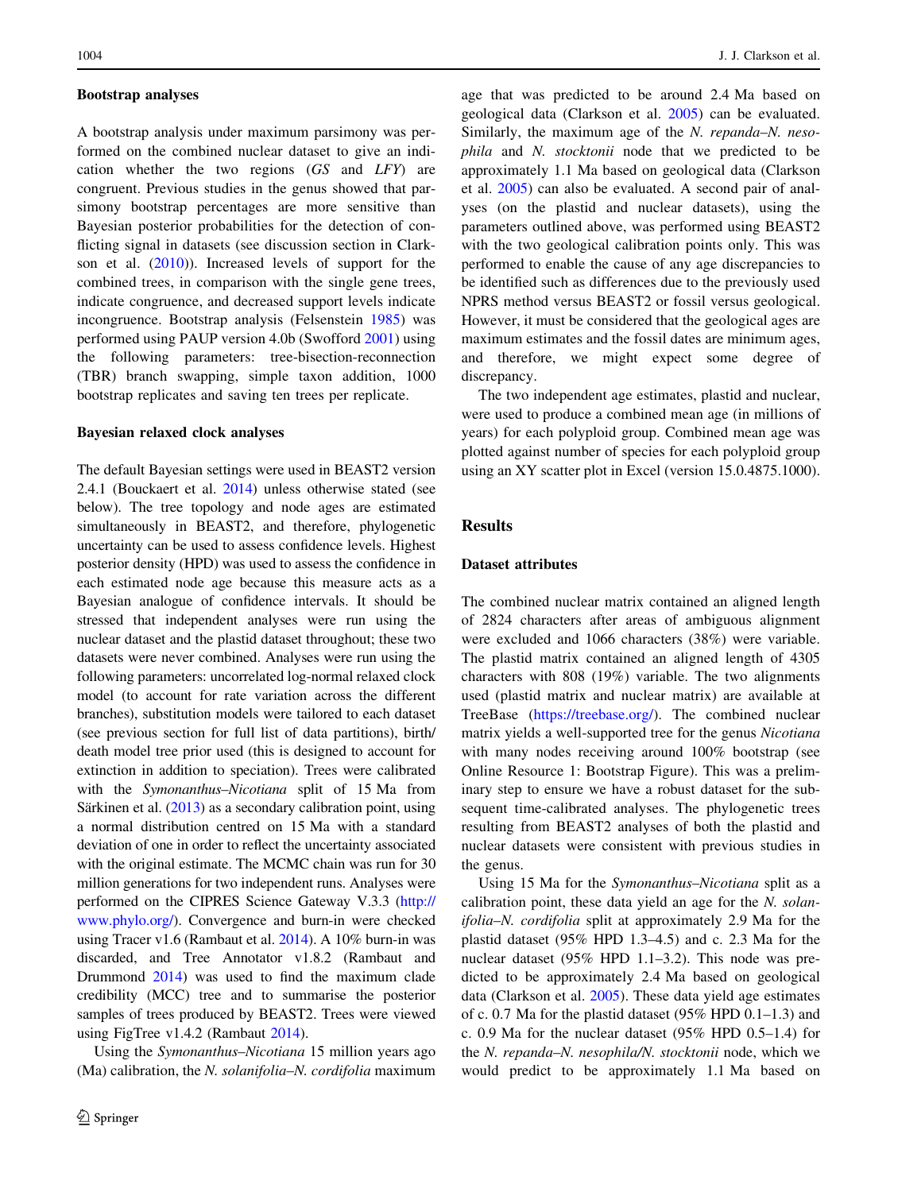### Bootstrap analyses

A bootstrap analysis under maximum parsimony was performed on the combined nuclear dataset to give an indication whether the two regions (*GS* and *LFY*) are congruent. Previous studies in the genus showed that parsimony bootstrap percentages are more sensitive than Bayesian posterior probabilities for the detection of conflicting signal in datasets (see discussion section in Clarkson et al. (2010)). Increased levels of support for the combined trees, in comparison with the single gene trees, indicate congruence, and decreased support levels indicate incongruence. Bootstrap analysis (Felsenstein 1985) was performed using PAUP version 4.0b (Swofford 2001) using the following parameters: tree-bisection-reconnection (TBR) branch swapping, simple taxon addition, 1000 bootstrap replicates and saving ten trees per replicate.

### Bayesian relaxed clock analyses

The default Bayesian settings were used in BEAST2 version 2.4.1 (Bouckaert et al. 2014) unless otherwise stated (see below). The tree topology and node ages are estimated simultaneously in BEAST2, and therefore, phylogenetic uncertainty can be used to assess confidence levels. Highest posterior density (HPD) was used to assess the confidence in each estimated node age because this measure acts as a Bayesian analogue of confidence intervals. It should be stressed that independent analyses were run using the nuclear dataset and the plastid dataset throughout; these two datasets were never combined. Analyses were run using the following parameters: uncorrelated log-normal relaxed clock model (to account for rate variation across the different branches), substitution models were tailored to each dataset (see previous section for full list of data partitions), birth/death model tree prior used (this is designed to account for extinction in addition to speciation). Trees were calibrated with the *Symonanthus*–*Nicotiana* split of 15 Ma from Särkinen et al. (2013) as a secondary calibration point, using a normal distribution centred on 15 Ma with a standard deviation of one in order to reflect the uncertainty associated with the original estimate. The MCMC chain was run for 30 million generations for two independent runs. Analyses were performed on the CIPRES Science Gateway V.3.3 (http://www.phylo.org/). Convergence and burn-in were checked using Tracer v1.6 (Rambaut et al. 2014). A 10% burn-in was discarded, and Tree Annotator v1.8.2 (Rambaut and Drummond 2014) was used to find the maximum clade credibility (MCC) tree and to summarise the posterior samples of trees produced by BEAST2. Trees were viewed using FigTree v1.4.2 (Rambaut 2014).

Using the *Symonanthus*–*Nicotiana* 15 million years ago (Ma) calibration, the *N. solanifolia*–*N. cordifolia* maximum age that was predicted to be around 2.4 Ma based on geological data (Clarkson et al. 2005) can be evaluated. Similarly, the maximum age of the *N. repanda*–*N. nesophila* and *N. stocktonii* node that we predicted to be approximately 1.1 Ma based on geological data (Clarkson et al. 2005) can also be evaluated. A second pair of analyses (on the plastid and nuclear datasets), using the parameters outlined above, was performed using BEAST2 with the two geological calibration points only. This was performed to enable the cause of any age discrepancies to be identified such as differences due to the previously used NPRS method versus BEAST2 or fossil versus geological. However, it must be considered that the geological ages are maximum estimates and the fossil dates are minimum ages, and therefore, we might expect some degree of discrepancy.

The two independent age estimates, plastid and nuclear, were used to produce a combined mean age (in millions of years) for each polyploid group. Combined mean age was plotted against number of species for each polyploid group using an XY scatter plot in Excel (version 15.0.4875.1000).

## Results

### Dataset attributes

The combined nuclear matrix contained an aligned length of 2824 characters after areas of ambiguous alignment were excluded and 1066 characters (38%) were variable. The plastid matrix contained an aligned length of 4305 characters with 808 (19%) variable. The two alignments used (plastid matrix and nuclear matrix) are available at TreeBase (https://treebase.org/). The combined nuclear matrix yields a well-supported tree for the genus *Nicotiana* with many nodes receiving around 100% bootstrap (see Online Resource 1: Bootstrap Figure). This was a preliminary step to ensure we have a robust dataset for the subsequent time-calibrated analyses. The phylogenetic trees resulting from BEAST2 analyses of both the plastid and nuclear datasets were consistent with previous studies in the genus.

Using 15 Ma for the *Symonanthus*–*Nicotiana* split as a calibration point, these data yield an age for the *N. solanifolia*–*N. cordifolia* split at approximately 2.9 Ma for the plastid dataset (95% HPD 1.3–4.5) and c. 2.3 Ma for the nuclear dataset (95% HPD 1.1–3.2). This node was predicted to be approximately 2.4 Ma based on geological data (Clarkson et al. 2005). These data yield age estimates of c. 0.7 Ma for the plastid dataset (95% HPD 0.1–1.3) and c. 0.9 Ma for the nuclear dataset (95% HPD 0.5–1.4) for the *N. repanda*–*N. nesophila/N. stocktonii* node, which we would predict to be approximately 1.1 Ma based on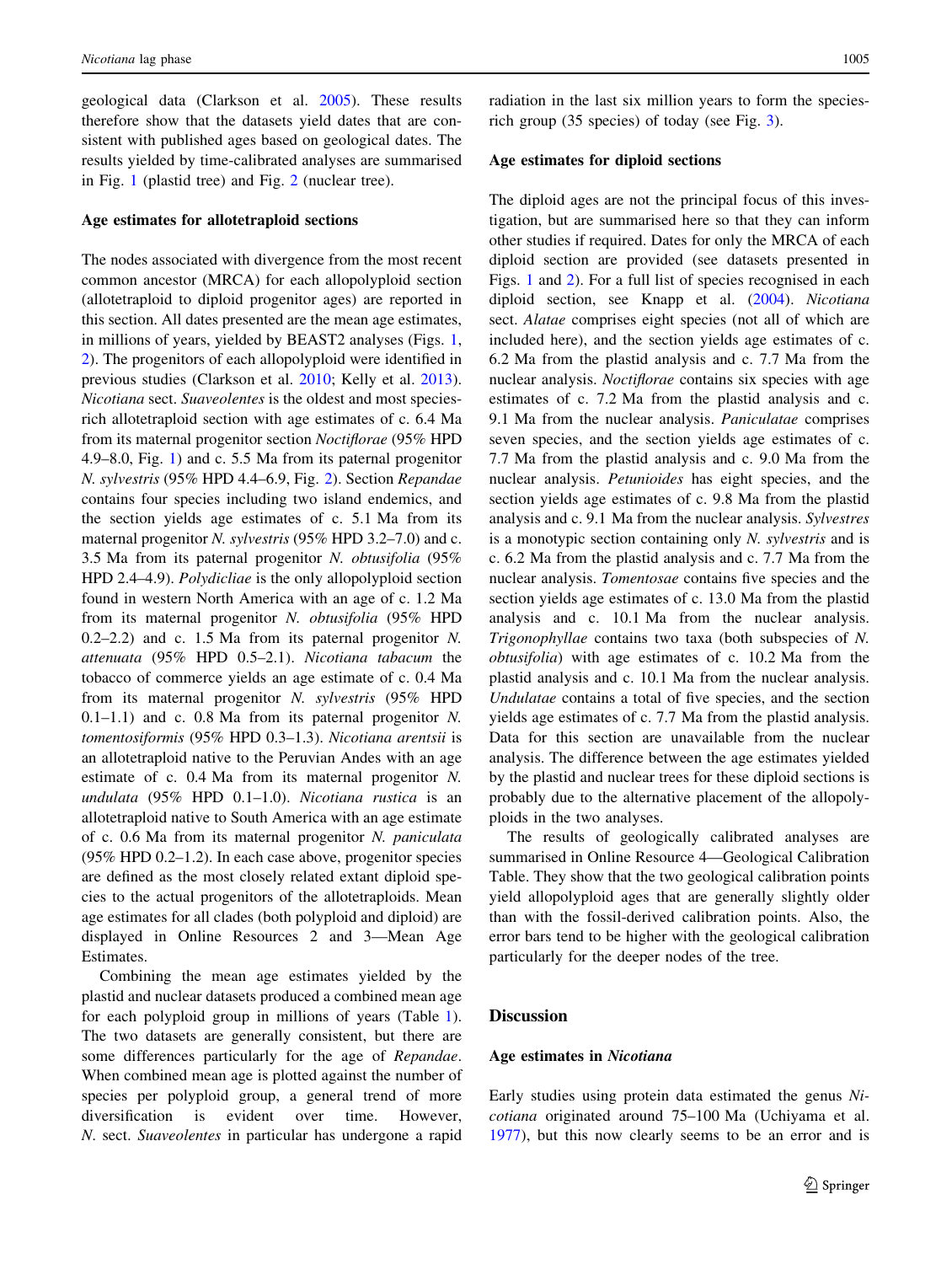geological data (Clarkson et al. 2005). These results therefore show that the datasets yield dates that are consistent with published ages based on geological dates. The results yielded by time-calibrated analyses are summarised in Fig. 1 (plastid tree) and Fig. 2 (nuclear tree).

### Age estimates for allotetraploid sections

The nodes associated with divergence from the most recent common ancestor (MRCA) for each allopolyploid section (allotetraploid to diploid progenitor ages) are reported in this section. All dates presented are the mean age estimates, in millions of years, yielded by BEAST2 analyses (Figs. 1, 2). The progenitors of each allopolyploid were identified in previous studies (Clarkson et al. 2010; Kelly et al. 2013). *Nicotiana* sect. *Suaveolentes* is the oldest and most species-rich allotetraploid section with age estimates of c. 6.4 Ma from its maternal progenitor section *Noctiflorae* (95% HPD 4.9–8.0, Fig. 1) and c. 5.5 Ma from its paternal progenitor *N. sylvestris* (95% HPD 4.4–6.9, Fig. 2). Section *Repandae* contains four species including two island endemics, and the section yields age estimates of c. 5.1 Ma from its maternal progenitor *N. sylvestris* (95% HPD 3.2–7.0) and c. 3.5 Ma from its paternal progenitor *N. obtusifolia* (95% HPD 2.4–4.9). *Polydicliae* is the only allopolyploid section found in western North America with an age of c. 1.2 Ma from its maternal progenitor *N. obtusifolia* (95% HPD 0.2–2.2) and c. 1.5 Ma from its paternal progenitor *N. attenuata* (95% HPD 0.5–2.1). *Nicotiana tabacum* the tobacco of commerce yields an age estimate of c. 0.4 Ma from its maternal progenitor *N. sylvestris* (95% HPD 0.1–1.1) and c. 0.8 Ma from its paternal progenitor *N. tomentosiformis* (95% HPD 0.3–1.3). *Nicotiana arentsii* is an allotetraploid native to the Peruvian Andes with an age estimate of c. 0.4 Ma from its maternal progenitor *N. undulata* (95% HPD 0.1–1.0). *Nicotiana rustica* is an allotetraploid native to South America with an age estimate of c. 0.6 Ma from its maternal progenitor *N. paniculata* (95% HPD 0.2–1.2). In each case above, progenitor species are defined as the most closely related extant diploid species to the actual progenitors of the allotetraploids. Mean age estimates for all clades (both polyploid and diploid) are displayed in Online Resources 2 and 3—Mean Age Estimates.

Combining the mean age estimates yielded by the plastid and nuclear datasets produced a combined mean age for each polyploid group in millions of years (Table 1). The two datasets are generally consistent, but there are some differences particularly for the age of *Repandae*. When combined mean age is plotted against the number of species per polyploid group, a general trend of more diversification is evident over time. However, *N.* sect. *Suaveolentes* in particular has undergone a rapid radiation in the last six million years to form the species-rich group (35 species) of today (see Fig. 3).

### Age estimates for diploid sections

The diploid ages are not the principal focus of this investigation, but are summarised here so that they can inform other studies if required. Dates for only the MRCA of each diploid section are provided (see datasets presented in Figs. 1 and 2). For a full list of species recognised in each diploid section, see Knapp et al. (2004). *Nicotiana* sect. *Alatae* comprises eight species (not all of which are included here), and the section yields age estimates of c. 6.2 Ma from the plastid analysis and c. 7.7 Ma from the nuclear analysis. *Noctiflorae* contains six species with age estimates of c. 7.2 Ma from the plastid analysis and c. 9.1 Ma from the nuclear analysis. *Paniculatae* comprises seven species, and the section yields age estimates of c. 7.7 Ma from the plastid analysis and c. 9.0 Ma from the nuclear analysis. *Petunioides* has eight species, and the section yields age estimates of c. 9.8 Ma from the plastid analysis and c. 9.1 Ma from the nuclear analysis. *Sylvestres* is a monotypic section containing only *N. sylvestris* and is c. 6.2 Ma from the plastid analysis and c. 7.7 Ma from the nuclear analysis. *Tomentosae* contains five species and the section yields age estimates of c. 13.0 Ma from the plastid analysis and c. 10.1 Ma from the nuclear analysis. *Trigonophyllae* contains two taxa (both subspecies of *N. obtusifolia*) with age estimates of c. 10.2 Ma from the plastid analysis and c. 10.1 Ma from the nuclear analysis. *Undulatae* contains a total of five species, and the section yields age estimates of c. 7.7 Ma from the plastid analysis. Data for this section are unavailable from the nuclear analysis. The difference between the age estimates yielded by the plastid and nuclear trees for these diploid sections is probably due to the alternative placement of the allopolyploids in the two analyses.

The results of geologically calibrated analyses are summarised in Online Resource 4—Geological Calibration Table. They show that the two geological calibration points yield allopolyploid ages that are generally slightly older than with the fossil-derived calibration points. Also, the error bars tend to be higher with the geological calibration particularly for the deeper nodes of the tree.

## Discussion

### Age estimates in *Nicotiana*

Early studies using protein data estimated the genus *Nicotiana* originated around 75–100 Ma (Uchiyama et al. 1977), but this now clearly seems to be an error and is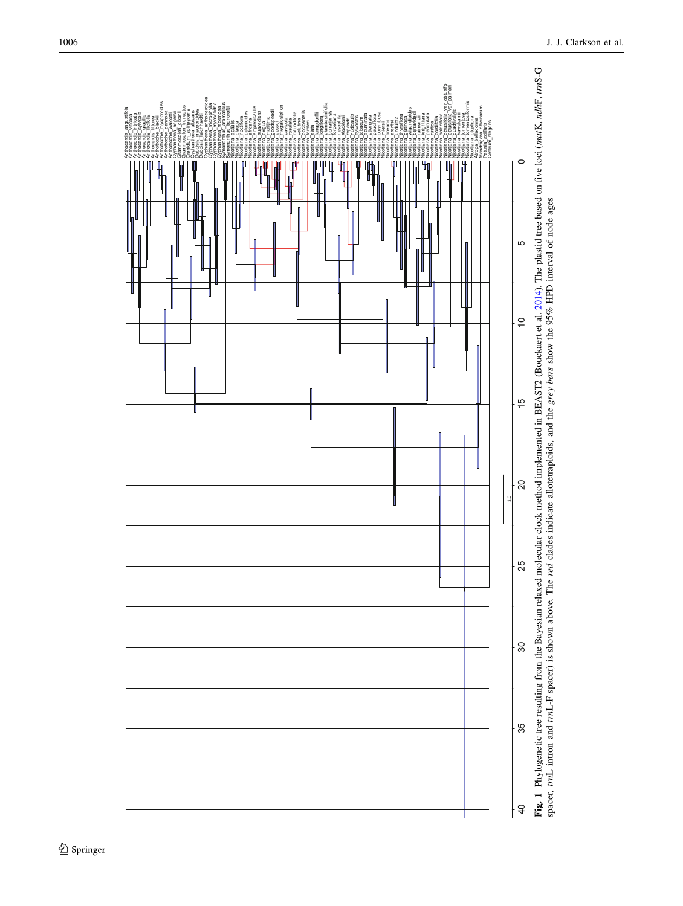**Fig. 1** Phylogenetic tree resulting from the Bayesian relaxed molecular clock method implemented in BEAST2 (Bouckaert et al. 2014). The plastid tree based on five loci (*mat*K, *ndh*F, *trn*S-G spacer, *trn*L intron and *trn*L-F spacer) is shown above. The *red* clades indicate allotetraploids, and the *grey bars* show the 95% HPD interval of node ages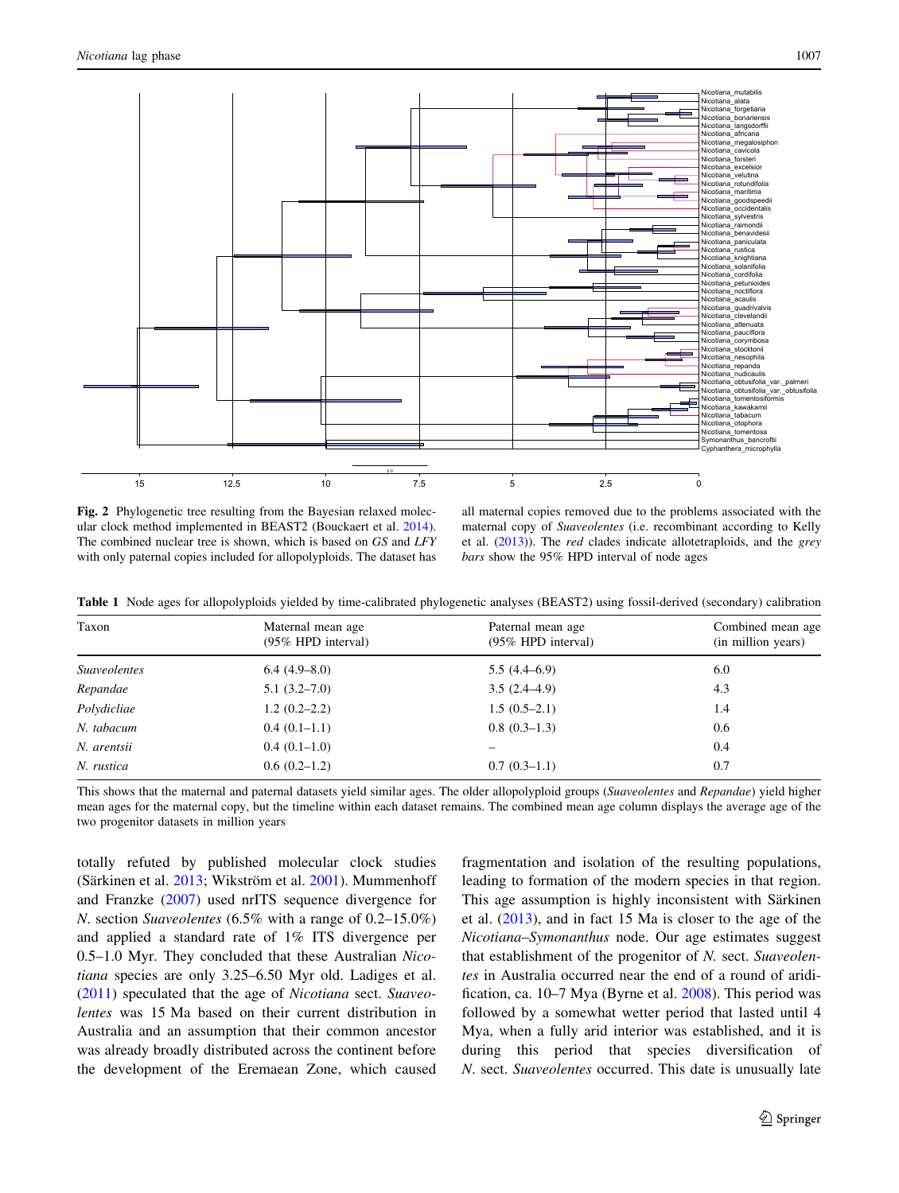Fig. 2 Phylogenetic tree resulting from the Bayesian relaxed molecular clock method implemented in BEAST2 (Bouckaert et al. 2014). The combined nuclear tree is shown, which is based on *GS* and *LFY* with only paternal copies included for allopolyploids. The dataset has all maternal copies removed due to the problems associated with the maternal copy of *Suaveolentes* (i.e. recombinant according to Kelly et al. (2013)). The *red* clades indicate allotetraploids, and the *grey bars* show the 95% HPD interval of node ages

**Table 1** Node ages for allopolyploids yielded by time-calibrated phylogenetic analyses (BEAST2) using fossil-derived (secondary) calibration

| Taxon | Maternal mean age (95% HPD interval) | Paternal mean age (95% HPD interval) | Combined mean age (in million years) |
|---|---|---|---|
| *Suaveolentes* | 6.4 (4.9–8.0) | 5.5 (4.4–6.9) | 6.0 |
| *Repandae* | 5.1 (3.2–7.0) | 3.5 (2.4–4.9) | 4.3 |
| *Polydicliae* | 1.2 (0.2–2.2) | 1.5 (0.5–2.1) | 1.4 |
| *N. tabacum* | 0.4 (0.1–1.1) | 0.8 (0.3–1.3) | 0.6 |
| *N. arentsii* | 0.4 (0.1–1.0) | – | 0.4 |
| *N. rustica* | 0.6 (0.2–1.2) | 0.7 (0.3–1.1) | 0.7 |

This shows that the maternal and paternal datasets yield similar ages. The older allopolyploid groups (*Suaveolentes* and *Repandae*) yield higher mean ages for the maternal copy, but the timeline within each dataset remains. The combined mean age column displays the average age of the two progenitor datasets in million years

totally refuted by published molecular clock studies (Särkinen et al. 2013; Wikström et al. 2001). Mummenhoff and Franzke (2007) used nrITS sequence divergence for *N.* section *Suaveolentes* (6.5% with a range of 0.2–15.0%) and applied a standard rate of 1% ITS divergence per 0.5–1.0 Myr. They concluded that these Australian *Nicotiana* species are only 3.25–6.50 Myr old. Ladiges et al. (2011) speculated that the age of *Nicotiana* sect. *Suaveolentes* was 15 Ma based on their current distribution in Australia and an assumption that their common ancestor was already broadly distributed across the continent before the development of the Eremaean Zone, which caused fragmentation and isolation of the resulting populations, leading to formation of the modern species in that region. This age assumption is highly inconsistent with Särkinen et al. (2013), and in fact 15 Ma is closer to the age of the *Nicotiana*–*Symonanthus* node. Our age estimates suggest that establishment of the progenitor of *N.* sect. *Suaveolentes* in Australia occurred near the end of a round of aridification, ca. 10–7 Mya (Byrne et al. 2008). This period was followed by a somewhat wetter period that lasted until 4 Mya, when a fully arid interior was established, and it is during this period that species diversification of *N.* sect. *Suaveolentes* occurred. This date is unusually late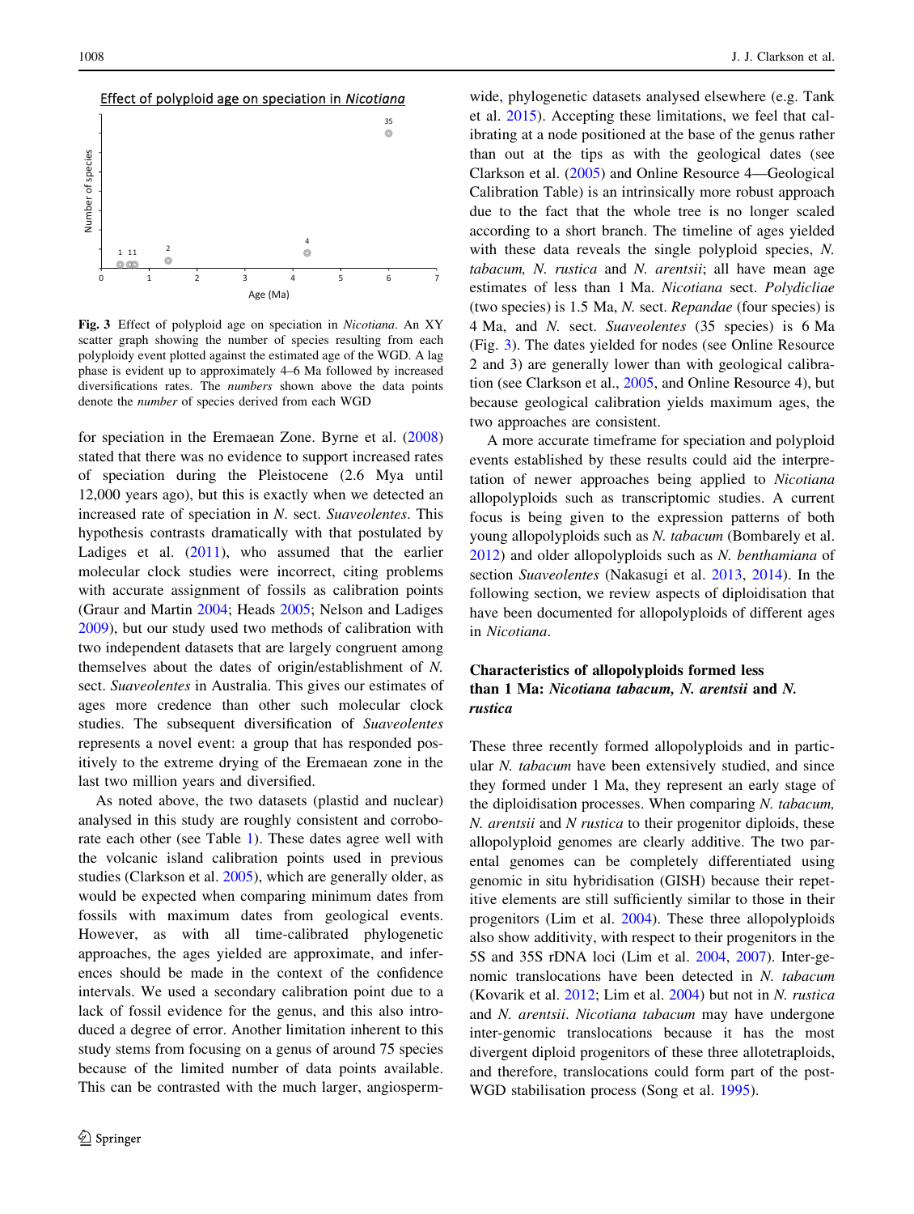Effect of polyploid age on speciation in *Nicotiana*

**Fig. 3** Effect of polyploid age on speciation in *Nicotiana*. An XY scatter graph showing the number of species resulting from each polyploidy event plotted against the estimated age of the WGD. A lag phase is evident up to approximately 4–6 Ma followed by increased diversifications rates. The *numbers* shown above the data points denote the *number* of species derived from each WGD

for speciation in the Eremaean Zone. Byrne et al. (2008) stated that there was no evidence to support increased rates of speciation during the Pleistocene (2.6 Mya until 12,000 years ago), but this is exactly when we detected an increased rate of speciation in *N.* sect. *Suaveolentes*. This hypothesis contrasts dramatically with that postulated by Ladiges et al. (2011), who assumed that the earlier molecular clock studies were incorrect, citing problems with accurate assignment of fossils as calibration points (Graur and Martin 2004; Heads 2005; Nelson and Ladiges 2009), but our study used two methods of calibration with two independent datasets that are largely congruent among themselves about the dates of origin/establishment of *N.* sect. *Suaveolentes* in Australia. This gives our estimates of ages more credence than other such molecular clock studies. The subsequent diversification of *Suaveolentes* represents a novel event: a group that has responded positively to the extreme drying of the Eremaean zone in the last two million years and diversified.

As noted above, the two datasets (plastid and nuclear) analysed in this study are roughly consistent and corroborate each other (see Table 1). These dates agree well with the volcanic island calibration points used in previous studies (Clarkson et al. 2005), which are generally older, as would be expected when comparing minimum dates from fossils with maximum dates from geological events. However, as with all time-calibrated phylogenetic approaches, the ages yielded are approximate, and inferences should be made in the context of the confidence intervals. We used a secondary calibration point due to a lack of fossil evidence for the genus, and this also introduced a degree of error. Another limitation inherent to this study stems from focusing on a genus of around 75 species because of the limited number of data points available. This can be contrasted with the much larger, angiosperm-wide, phylogenetic datasets analysed elsewhere (e.g. Tank et al. 2015). Accepting these limitations, we feel that calibrating at a node positioned at the base of the genus rather than out at the tips as with the geological dates (see Clarkson et al. (2005) and Online Resource 4—Geological Calibration Table) is an intrinsically more robust approach due to the fact that the whole tree is no longer scaled according to a short branch. The timeline of ages yielded with these data reveals the single polyploid species, *N. tabacum, N. rustica* and *N. arentsii*; all have mean age estimates of less than 1 Ma. *Nicotiana* sect. *Polydicliae* (two species) is 1.5 Ma, *N.* sect. *Repandae* (four species) is 4 Ma, and *N.* sect. *Suaveolentes* (35 species) is 6 Ma (Fig. 3). The dates yielded for nodes (see Online Resource 2 and 3) are generally lower than with geological calibration (see Clarkson et al., 2005, and Online Resource 4), but because geological calibration yields maximum ages, the two approaches are consistent.

A more accurate timeframe for speciation and polyploid events established by these results could aid the interpretation of newer approaches being applied to *Nicotiana* allopolyploids such as transcriptomic studies. A current focus is being given to the expression patterns of both young allopolyploids such as *N. tabacum* (Bombarely et al. 2012) and older allopolyploids such as *N. benthamiana* of section *Suaveolentes* (Nakasugi et al. 2013, 2014). In the following section, we review aspects of diploidisation that have been documented for allopolyploids of different ages in *Nicotiana*.

## Characteristics of allopolyploids formed less than 1 Ma: *Nicotiana tabacum, N. arentsii* and *N. rustica*

These three recently formed allopolyploids and in particular *N. tabacum* have been extensively studied, and since they formed under 1 Ma, they represent an early stage of the diploidisation processes. When comparing *N. tabacum, N. arentsii* and *N rustica* to their progenitor diploids, these allopolyploid genomes are clearly additive. The two parental genomes can be completely differentiated using genomic in situ hybridisation (GISH) because their repetitive elements are still sufficiently similar to those in their progenitors (Lim et al. 2004). These three allopolyploids also show additivity, with respect to their progenitors in the 5S and 35S rDNA loci (Lim et al. 2004, 2007). Inter-genomic translocations have been detected in *N. tabacum* (Kovarik et al. 2012; Lim et al. 2004) but not in *N. rustica* and *N. arentsii*. *Nicotiana tabacum* may have undergone inter-genomic translocations because it has the most divergent diploid progenitors of these three allotetraploids, and therefore, translocations could form part of the post-WGD stabilisation process (Song et al. 1995).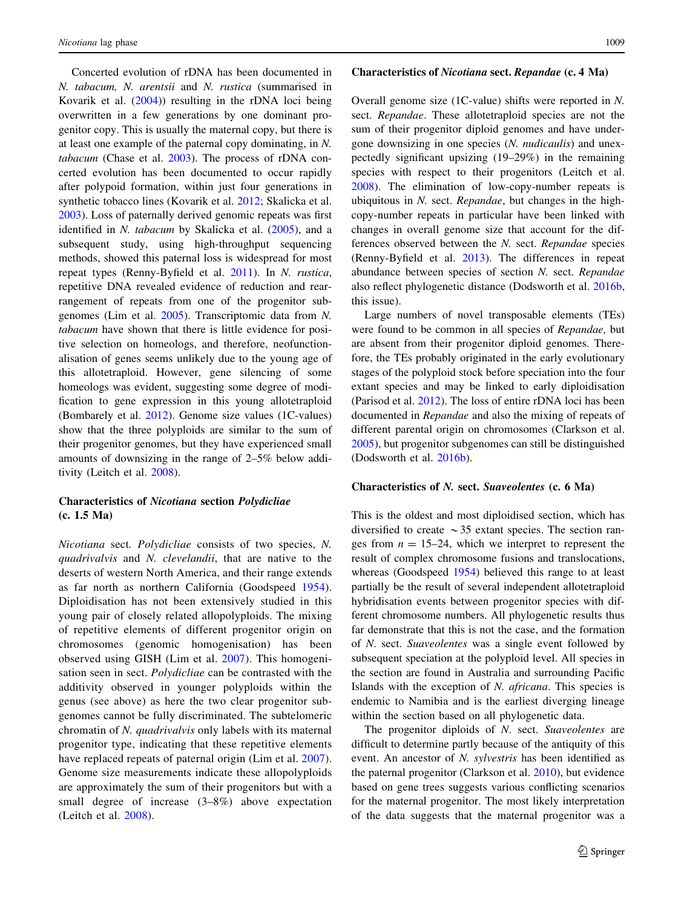Concerted evolution of rDNA has been documented in *N. tabacum, N. arentsii* and *N. rustica* (summarised in Kovarik et al. (2004)) resulting in the rDNA loci being overwritten in a few generations by one dominant progenitor copy. This is usually the maternal copy, but there is at least one example of the paternal copy dominating, in *N. tabacum* (Chase et al. 2003). The process of rDNA concerted evolution has been documented to occur rapidly after polypoid formation, within just four generations in synthetic tobacco lines (Kovarik et al. 2012; Skalicka et al. 2003). Loss of paternally derived genomic repeats was first identified in *N. tabacum* by Skalicka et al. (2005), and a subsequent study, using high-throughput sequencing methods, showed this paternal loss is widespread for most repeat types (Renny-Byfield et al. 2011). In *N. rustica*, repetitive DNA revealed evidence of reduction and rearrangement of repeats from one of the progenitor subgenomes (Lim et al. 2005). Transcriptomic data from *N. tabacum* have shown that there is little evidence for positive selection on homeologs, and therefore, neofunctionalisation of genes seems unlikely due to the young age of this allotetraploid. However, gene silencing of some homeologs was evident, suggesting some degree of modification to gene expression in this young allotetraploid (Bombarely et al. 2012). Genome size values (1C-values) show that the three polyploids are similar to the sum of their progenitor genomes, but they have experienced small amounts of downsizing in the range of 2–5% below additivity (Leitch et al. 2008).

## Characteristics of *Nicotiana* section *Polydicliae* (c. 1.5 Ma)

*Nicotiana* sect. *Polydicliae* consists of two species, *N. quadrivalvis* and *N. clevelandii*, that are native to the deserts of western North America, and their range extends as far north as northern California (Goodspeed 1954). Diploidisation has not been extensively studied in this young pair of closely related allopolyploids. The mixing of repetitive elements of different progenitor origin on chromosomes (genomic homogenisation) has been observed using GISH (Lim et al. 2007). This homogenisation seen in sect. *Polydicliae* can be contrasted with the additivity observed in younger polyploids within the genus (see above) as here the two clear progenitor subgenomes cannot be fully discriminated. The subtelomeric chromatin of *N. quadrivalvis* only labels with its maternal progenitor type, indicating that these repetitive elements have replaced repeats of paternal origin (Lim et al. 2007). Genome size measurements indicate these allopolyploids are approximately the sum of their progenitors but with a small degree of increase (3–8%) above expectation (Leitch et al. 2008).

## Characteristics of *Nicotiana* sect. *Repandae* (c. 4 Ma)

Overall genome size (1C-value) shifts were reported in *N.* sect. *Repandae*. These allotetraploid species are not the sum of their progenitor diploid genomes and have undergone downsizing in one species (*N. nudicaulis*) and unexpectedly significant upsizing (19–29%) in the remaining species with respect to their progenitors (Leitch et al. 2008). The elimination of low-copy-number repeats is ubiquitous in *N.* sect. *Repandae*, but changes in the high-copy-number repeats in particular have been linked with changes in overall genome size that account for the differences observed between the *N.* sect. *Repandae* species (Renny-Byfield et al. 2013). The differences in repeat abundance between species of section *N.* sect. *Repandae* also reflect phylogenetic distance (Dodsworth et al. 2016b, this issue).

Large numbers of novel transposable elements (TEs) were found to be common in all species of *Repandae*, but are absent from their progenitor diploid genomes. Therefore, the TEs probably originated in the early evolutionary stages of the polyploid stock before speciation into the four extant species and may be linked to early diploidisation (Parisod et al. 2012). The loss of entire rDNA loci has been documented in *Repandae* and also the mixing of repeats of different parental origin on chromosomes (Clarkson et al. 2005), but progenitor subgenomes can still be distinguished (Dodsworth et al. 2016b).

## Characteristics of *N.* sect. *Suaveolentes* (c. 6 Ma)

This is the oldest and most diploidised section, which has diversified to create ~35 extant species. The section ranges from $n = 15$–$24$, which we interpret to represent the result of complex chromosome fusions and translocations, whereas (Goodspeed 1954) believed this range to at least partially be the result of several independent allotetraploid hybridisation events between progenitor species with different chromosome numbers. All phylogenetic results thus far demonstrate that this is not the case, and the formation of *N.* sect. *Suaveolentes* was a single event followed by subsequent speciation at the polyploid level. All species in the section are found in Australia and surrounding Pacific Islands with the exception of *N. africana*. This species is endemic to Namibia and is the earliest diverging lineage within the section based on all phylogenetic data.

The progenitor diploids of *N.* sect. *Suaveolentes* are difficult to determine partly because of the antiquity of this event. An ancestor of *N. sylvestris* has been identified as the paternal progenitor (Clarkson et al. 2010), but evidence based on gene trees suggests various conflicting scenarios for the maternal progenitor. The most likely interpretation of the data suggests that the maternal progenitor was a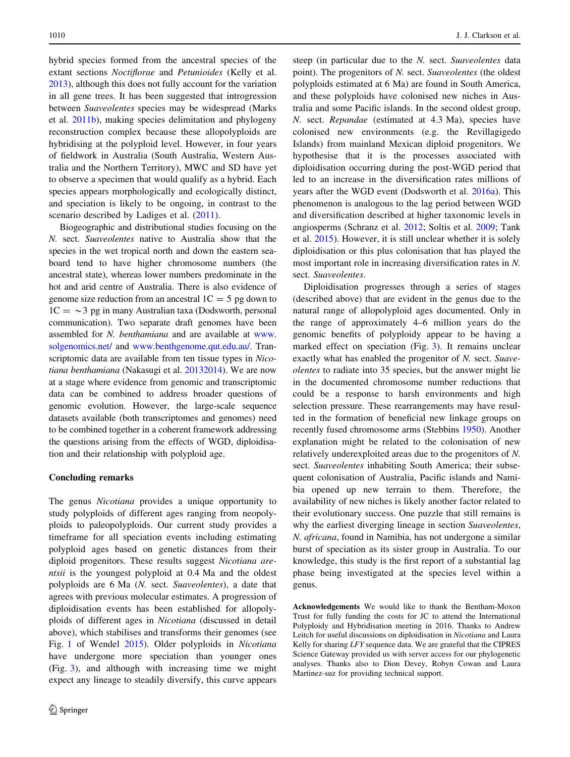hybrid species formed from the ancestral species of the extant sections *Noctiflorae* and *Petunioides* (Kelly et al. 2013), although this does not fully account for the variation in all gene trees. It has been suggested that introgression between *Suaveolentes* species may be widespread (Marks et al. 2011b), making species delimitation and phylogeny reconstruction complex because these allopolyploids are hybridising at the polyploid level. However, in four years of fieldwork in Australia (South Australia, Western Australia and the Northern Territory), MWC and SD have yet to observe a specimen that would qualify as a hybrid. Each species appears morphologically and ecologically distinct, and speciation is likely to be ongoing, in contrast to the scenario described by Ladiges et al. (2011).

Biogeographic and distributional studies focusing on the *N.* sect. *Suaveolentes* native to Australia show that the species in the wet tropical north and down the eastern seaboard tend to have higher chromosome numbers (the ancestral state), whereas lower numbers predominate in the hot and arid centre of Australia. There is also evidence of genome size reduction from an ancestral 1C = 5 pg down to 1C = ~3 pg in many Australian taxa (Dodsworth, personal communication). Two separate draft genomes have been assembled for *N. benthamiana* and are available at www.solgenomics.net/ and www.benthgenome.qut.edu.au/. Transcriptomic data are available from ten tissue types in *Nicotiana benthamiana* (Nakasugi et al. 20132014). We are now at a stage where evidence from genomic and transcriptomic data can be combined to address broader questions of genomic evolution. However, the large-scale sequence datasets available (both transcriptomes and genomes) need to be combined together in a coherent framework addressing the questions arising from the effects of WGD, diploidisation and their relationship with polyploid age.

## Concluding remarks

The genus *Nicotiana* provides a unique opportunity to study polyploids of different ages ranging from neopolyploids to paleopolyploids. Our current study provides a timeframe for all speciation events including estimating polyploid ages based on genetic distances from their diploid progenitors. These results suggest *Nicotiana arentsii* is the youngest polyploid at 0.4 Ma and the oldest polyploids are 6 Ma (*N.* sect. *Suaveolentes*), a date that agrees with previous molecular estimates. A progression of diploidisation events has been established for allopolyploids of different ages in *Nicotiana* (discussed in detail above), which stabilises and transforms their genomes (see Fig. 1 of Wendel 2015). Older polyploids in *Nicotiana* have undergone more speciation than younger ones (Fig. 3), and although with increasing time we might expect any lineage to steadily diversify, this curve appears steep (in particular due to the *N.* sect. *Suaveolentes* data point). The progenitors of *N.* sect. *Suaveolentes* (the oldest polyploids estimated at 6 Ma) are found in South America, and these polyploids have colonised new niches in Australia and some Pacific islands. In the second oldest group, *N.* sect. *Repandae* (estimated at 4.3 Ma), species have colonised new environments (e.g. the Revillagigedo Islands) from mainland Mexican diploid progenitors. We hypothesise that it is the processes associated with diploidisation occurring during the post-WGD period that led to an increase in the diversification rates millions of years after the WGD event (Dodsworth et al. 2016a). This phenomenon is analogous to the lag period between WGD and diversification described at higher taxonomic levels in angiosperms (Schranz et al. 2012; Soltis et al. 2009; Tank et al. 2015). However, it is still unclear whether it is solely diploidisation or this plus colonisation that has played the most important role in increasing diversification rates in *N.* sect. *Suaveolentes*.

Diploidisation progresses through a series of stages (described above) that are evident in the genus due to the natural range of allopolyploid ages documented. Only in the range of approximately 4–6 million years do the genomic benefits of polyploidy appear to be having a marked effect on speciation (Fig. 3). It remains unclear exactly what has enabled the progenitor of *N.* sect. *Suaveolentes* to radiate into 35 species, but the answer might lie in the documented chromosome number reductions that could be a response to harsh environments and high selection pressure. These rearrangements may have resulted in the formation of beneficial new linkage groups on recently fused chromosome arms (Stebbins 1950). Another explanation might be related to the colonisation of new relatively underexploited areas due to the progenitors of *N.* sect. *Suaveolentes* inhabiting South America; their subsequent colonisation of Australia, Pacific islands and Namibia opened up new terrain to them. Therefore, the availability of new niches is likely another factor related to their evolutionary success. One puzzle that still remains is why the earliest diverging lineage in section *Suaveolentes*, *N. africana*, found in Namibia, has not undergone a similar burst of speciation as its sister group in Australia. To our knowledge, this study is the first report of a substantial lag phase being investigated at the species level within a genus.

**Acknowledgements** We would like to thank the Bentham-Moxon Trust for fully funding the costs for JC to attend the International Polyploidy and Hybridisation meeting in 2016. Thanks to Andrew Leitch for useful discussions on diploidisation in *Nicotiana* and Laura Kelly for sharing *LFY* sequence data. We are grateful that the CIPRES Science Gateway provided us with server access for our phylogenetic analyses. Thanks also to Dion Devey, Robyn Cowan and Laura Martinez-suz for providing technical support.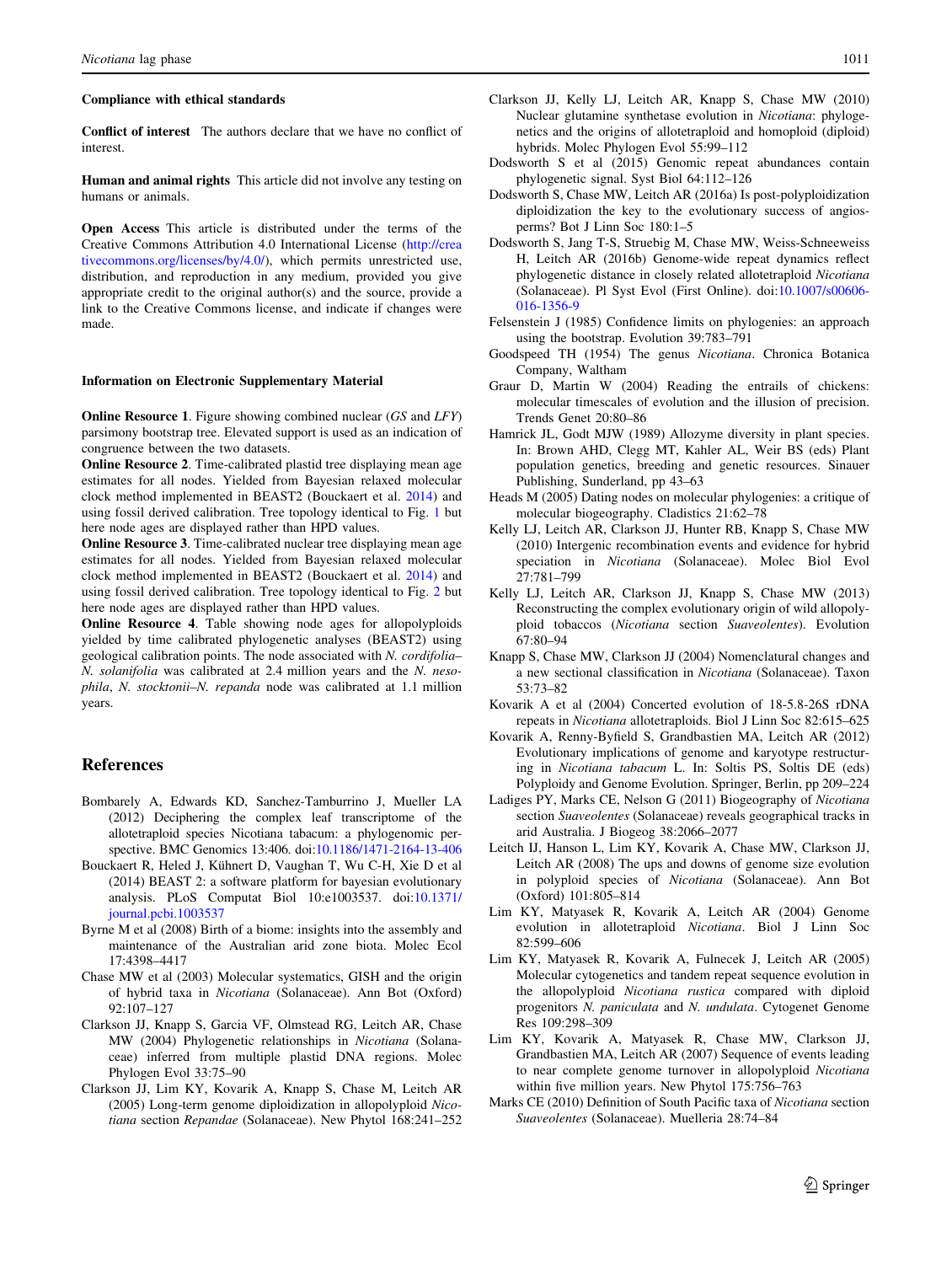**Compliance with ethical standards**

**Conflict of interest** The authors declare that we have no conflict of interest.

**Human and animal rights** This article did not involve any testing on humans or animals.

**Open Access** This article is distributed under the terms of the Creative Commons Attribution 4.0 International License (http://creativecommons.org/licenses/by/4.0/), which permits unrestricted use, distribution, and reproduction in any medium, provided you give appropriate credit to the original author(s) and the source, provide a link to the Creative Commons license, and indicate if changes were made.

### Information on Electronic Supplementary Material

**Online Resource 1**. Figure showing combined nuclear (*GS* and *LFY*) parsimony bootstrap tree. Elevated support is used as an indication of congruence between the two datasets.
**Online Resource 2**. Time-calibrated plastid tree displaying mean age estimates for all nodes. Yielded from Bayesian relaxed molecular clock method implemented in BEAST2 (Bouckaert et al. 2014) and using fossil derived calibration. Tree topology identical to Fig. 1 but here node ages are displayed rather than HPD values.
**Online Resource 3**. Time-calibrated nuclear tree displaying mean age estimates for all nodes. Yielded from Bayesian relaxed molecular clock method implemented in BEAST2 (Bouckaert et al. 2014) and using fossil derived calibration. Tree topology identical to Fig. 2 but here node ages are displayed rather than HPD values.
**Online Resource 4**. Table showing node ages for allopolyploids yielded by time calibrated phylogenetic analyses (BEAST2) using geological calibration points. The node associated with *N. cordifolia*–*N. solanifolia* was calibrated at 2.4 million years and the *N. nesophila*, *N. stocktonii*–*N. repanda* node was calibrated at 1.1 million years.

## References

Bombarely A, Edwards KD, Sanchez-Tamburrino J, Mueller LA (2012) Deciphering the complex leaf transcriptome of the allotetraploid species Nicotiana tabacum: a phylogenomic perspective. BMC Genomics 13:406. doi:10.1186/1471-2164-13-406

Bouckaert R, Heled J, Kühnert D, Vaughan T, Wu C-H, Xie D et al (2014) BEAST 2: a software platform for bayesian evolutionary analysis. PLoS Computat Biol 10:e1003537. doi:10.1371/journal.pcbi.1003537

Byrne M et al (2008) Birth of a biome: insights into the assembly and maintenance of the Australian arid zone biota. Molec Ecol 17:4398–4417

Chase MW et al (2003) Molecular systematics, GISH and the origin of hybrid taxa in *Nicotiana* (Solanaceae). Ann Bot (Oxford) 92:107–127

Clarkson JJ, Knapp S, Garcia VF, Olmstead RG, Leitch AR, Chase MW (2004) Phylogenetic relationships in *Nicotiana* (Solanaceae) inferred from multiple plastid DNA regions. Molec Phylogen Evol 33:75–90

Clarkson JJ, Lim KY, Kovarik A, Knapp S, Chase M, Leitch AR (2005) Long-term genome diploidization in allopolyploid *Nicotiana* section *Repandae* (Solanaceae). New Phytol 168:241–252

Clarkson JJ, Kelly LJ, Leitch AR, Knapp S, Chase MW (2010) Nuclear glutamine synthetase evolution in *Nicotiana*: phylogenetics and the origins of allotetraploid and homoploid (diploid) hybrids. Molec Phylogen Evol 55:99–112

Dodsworth S et al (2015) Genomic repeat abundances contain phylogenetic signal. Syst Biol 64:112–126

Dodsworth S, Chase MW, Leitch AR (2016a) Is post-polyploidization diploidization the key to the evolutionary success of angiosperms? Bot J Linn Soc 180:1–5

Dodsworth S, Jang T-S, Struebig M, Chase MW, Weiss-Schneeweiss H, Leitch AR (2016b) Genome-wide repeat dynamics reflect phylogenetic distance in closely related allotetraploid *Nicotiana* (Solanaceae). Pl Syst Evol (First Online). doi:10.1007/s00606-016-1356-9

Felsenstein J (1985) Confidence limits on phylogenies: an approach using the bootstrap. Evolution 39:783–791

Goodspeed TH (1954) The genus *Nicotiana*. Chronica Botanica Company, Waltham

Graur D, Martin W (2004) Reading the entrails of chickens: molecular timescales of evolution and the illusion of precision. Trends Genet 20:80–86

Hamrick JL, Godt MJW (1989) Allozyme diversity in plant species. In: Brown AHD, Clegg MT, Kahler AL, Weir BS (eds) Plant population genetics, breeding and genetic resources. Sinauer Publishing, Sunderland, pp 43–63

Heads M (2005) Dating nodes on molecular phylogenies: a critique of molecular biogeography. Cladistics 21:62–78

Kelly LJ, Leitch AR, Clarkson JJ, Hunter RB, Knapp S, Chase MW (2010) Intergenic recombination events and evidence for hybrid speciation in *Nicotiana* (Solanaceae). Molec Biol Evol 27:781–799

Kelly LJ, Leitch AR, Clarkson JJ, Knapp S, Chase MW (2013) Reconstructing the complex evolutionary origin of wild allopolyploid tobaccos (*Nicotiana* section *Suaveolentes*). Evolution 67:80–94

Knapp S, Chase MW, Clarkson JJ (2004) Nomenclatural changes and a new sectional classification in *Nicotiana* (Solanaceae). Taxon 53:73–82

Kovarik A et al (2004) Concerted evolution of 18-5.8-26S rDNA repeats in *Nicotiana* allotetraploids. Biol J Linn Soc 82:615–625

Kovarik A, Renny-Byfield S, Grandbastien MA, Leitch AR (2012) Evolutionary implications of genome and karyotype restructuring in *Nicotiana tabacum* L. In: Soltis PS, Soltis DE (eds) Polyploidy and Genome Evolution. Springer, Berlin, pp 209–224

Ladiges PY, Marks CE, Nelson G (2011) Biogeography of *Nicotiana* section *Suaveolentes* (Solanaceae) reveals geographical tracks in arid Australia. J Biogeog 38:2066–2077

Leitch IJ, Hanson L, Lim KY, Kovarik A, Chase MW, Clarkson JJ, Leitch AR (2008) The ups and downs of genome size evolution in polyploid species of *Nicotiana* (Solanaceae). Ann Bot (Oxford) 101:805–814

Lim KY, Matyasek R, Kovarik A, Leitch AR (2004) Genome evolution in allotetraploid *Nicotiana*. Biol J Linn Soc 82:599–606

Lim KY, Matyasek R, Kovarik A, Fulnecek J, Leitch AR (2005) Molecular cytogenetics and tandem repeat sequence evolution in the allopolyploid *Nicotiana rustica* compared with diploid progenitors *N. paniculata* and *N. undulata*. Cytogenet Genome Res 109:298–309

Lim KY, Kovarik A, Matyasek R, Chase MW, Clarkson JJ, Grandbastien MA, Leitch AR (2007) Sequence of events leading to near complete genome turnover in allopolyploid *Nicotiana* within five million years. New Phytol 175:756–763

Marks CE (2010) Definition of South Pacific taxa of *Nicotiana* section *Suaveolentes* (Solanaceae). Muelleria 28:74–84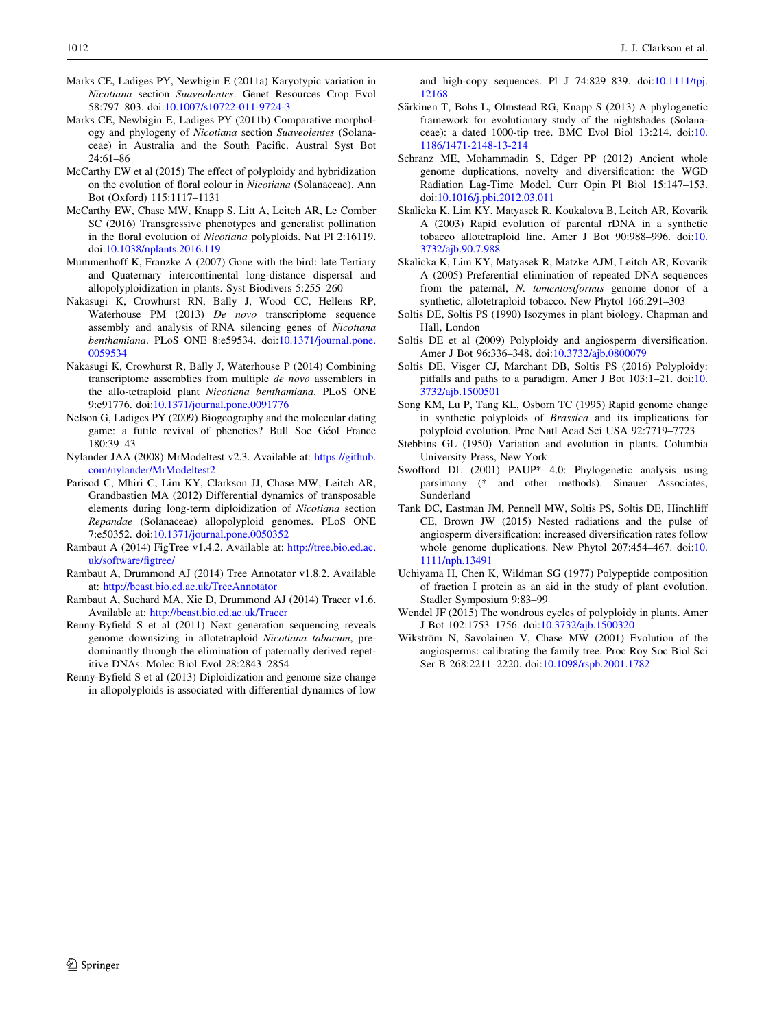Marks CE, Ladiges PY, Newbigin E (2011a) Karyotypic variation in *Nicotiana* section *Suaveolentes*. Genet Resources Crop Evol 58:797–803. doi:10.1007/s10722-011-9724-3

Marks CE, Newbigin E, Ladiges PY (2011b) Comparative morphology and phylogeny of *Nicotiana* section *Suaveolentes* (Solanaceae) in Australia and the South Pacific. Austral Syst Bot 24:61–86

McCarthy EW et al (2015) The effect of polyploidy and hybridization on the evolution of floral colour in *Nicotiana* (Solanaceae). Ann Bot (Oxford) 115:1117–1131

McCarthy EW, Chase MW, Knapp S, Litt A, Leitch AR, Le Comber SC (2016) Transgressive phenotypes and generalist pollination in the floral evolution of *Nicotiana* polyploids. Nat Pl 2:16119. doi:10.1038/nplants.2016.119

Mummenhoff K, Franzke A (2007) Gone with the bird: late Tertiary and Quaternary intercontinental long-distance dispersal and allopolyploidization in plants. Syst Biodivers 5:255–260

Nakasugi K, Crowhurst RN, Bally J, Wood CC, Hellens RP, Waterhouse PM (2013) *De novo* transcriptome sequence assembly and analysis of RNA silencing genes of *Nicotiana benthamiana*. PLoS ONE 8:e59534. doi:10.1371/journal.pone.0059534

Nakasugi K, Crowhurst R, Bally J, Waterhouse P (2014) Combining transcriptome assemblies from multiple *de novo* assemblers in the allo-tetraploid plant *Nicotiana benthamiana*. PLoS ONE 9:e91776. doi:10.1371/journal.pone.0091776

Nelson G, Ladiges PY (2009) Biogeography and the molecular dating game: a futile revival of phenetics? Bull Soc Géol France 180:39–43

Nylander JAA (2008) MrModeltest v2.3. Available at: https://github.com/nylander/MrModeltest2

Parisod C, Mhiri C, Lim KY, Clarkson JJ, Chase MW, Leitch AR, Grandbastien MA (2012) Differential dynamics of transposable elements during long-term diploidization of *Nicotiana* section *Repandae* (Solanaceae) allopolyploid genomes. PLoS ONE 7:e50352. doi:10.1371/journal.pone.0050352

Rambaut A (2014) FigTree v1.4.2. Available at: http://tree.bio.ed.ac.uk/software/figtree/

Rambaut A, Drummond AJ (2014) Tree Annotator v1.8.2. Available at: http://beast.bio.ed.ac.uk/TreeAnnotator

Rambaut A, Suchard MA, Xie D, Drummond AJ (2014) Tracer v1.6. Available at: http://beast.bio.ed.ac.uk/Tracer

Renny-Byfield S et al (2011) Next generation sequencing reveals genome downsizing in allotetraploid *Nicotiana tabacum*, predominantly through the elimination of paternally derived repetitive DNAs. Molec Biol Evol 28:2843–2854

Renny-Byfield S et al (2013) Diploidization and genome size change in allopolyploids is associated with differential dynamics of low and high-copy sequences. Pl J 74:829–839. doi:10.1111/tpj.12168

Särkinen T, Bohs L, Olmstead RG, Knapp S (2013) A phylogenetic framework for evolutionary study of the nightshades (Solanaceae): a dated 1000-tip tree. BMC Evol Biol 13:214. doi:10.1186/1471-2148-13-214

Schranz ME, Mohammadin S, Edger PP (2012) Ancient whole genome duplications, novelty and diversification: the WGD Radiation Lag-Time Model. Curr Opin Pl Biol 15:147–153. doi:10.1016/j.pbi.2012.03.011

Skalicka K, Lim KY, Matyasek R, Koukalova B, Leitch AR, Kovarik A (2003) Rapid evolution of parental rDNA in a synthetic tobacco allotetraploid line. Amer J Bot 90:988–996. doi:10.3732/ajb.90.7.988

Skalicka K, Lim KY, Matyasek R, Matzke AJM, Leitch AR, Kovarik A (2005) Preferential elimination of repeated DNA sequences from the paternal, *N. tomentosiformis* genome donor of a synthetic, allotetraploid tobacco. New Phytol 166:291–303

Soltis DE, Soltis PS (1990) Isozymes in plant biology. Chapman and Hall, London

Soltis DE et al (2009) Polyploidy and angiosperm diversification. Amer J Bot 96:336–348. doi:10.3732/ajb.0800079

Soltis DE, Visger CJ, Marchant DB, Soltis PS (2016) Polyploidy: pitfalls and paths to a paradigm. Amer J Bot 103:1–21. doi:10.3732/ajb.1500501

Song KM, Lu P, Tang KL, Osborn TC (1995) Rapid genome change in synthetic polyploids of *Brassica* and its implications for polyploid evolution. Proc Natl Acad Sci USA 92:7719–7723

Stebbins GL (1950) Variation and evolution in plants. Columbia University Press, New York

Swofford DL (2001) PAUP* 4.0: Phylogenetic analysis using parsimony (* and other methods). Sinauer Associates, Sunderland

Tank DC, Eastman JM, Pennell MW, Soltis PS, Soltis DE, Hinchliff CE, Brown JW (2015) Nested radiations and the pulse of angiosperm diversification: increased diversification rates follow whole genome duplications. New Phytol 207:454–467. doi:10.1111/nph.13491

Uchiyama H, Chen K, Wildman SG (1977) Polypeptide composition of fraction I protein as an aid in the study of plant evolution. Stadler Symposium 9:83–99

Wendel JF (2015) The wondrous cycles of polyploidy in plants. Amer J Bot 102:1753–1756. doi:10.3732/ajb.1500320

Wikström N, Savolainen V, Chase MW (2001) Evolution of the angiosperms: calibrating the family tree. Proc Roy Soc Biol Sci Ser B 268:2211–2220. doi:10.1098/rspb.2001.1782